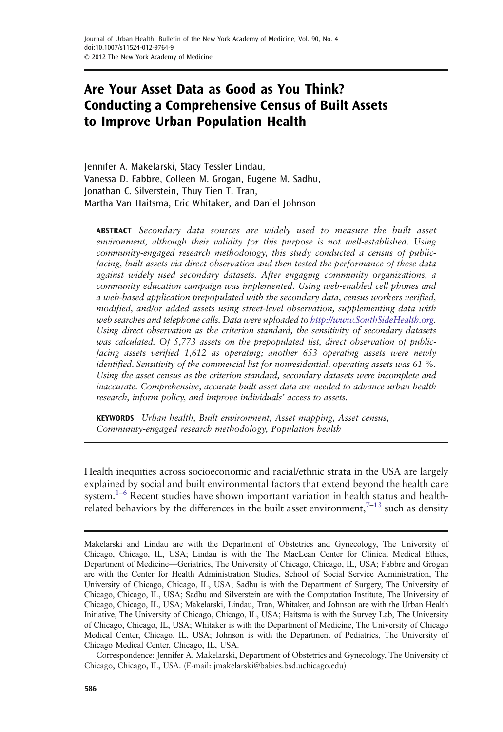Journal of Urban Health: Bulletin of the New York Academy of Medicine, Vol. 90, No. 4
doi:10.1007/s11524-012-9764-9
© 2012 The New York Academy of Medicine

# Are Your Asset Data as Good as You Think? Conducting a Comprehensive Census of Built Assets to Improve Urban Population Health

Jennifer A. Makelarski, Stacy Tessler Lindau, Vanessa D. Fabbre, Colleen M. Grogan, Eugene M. Sadhu, Jonathan C. Silverstein, Thuy Tien T. Tran, Martha Van Haitsma, Eric Whitaker, and Daniel Johnson

**ABSTRACT** *Secondary data sources are widely used to measure the built asset environment, although their validity for this purpose is not well-established. Using community-engaged research methodology, this study conducted a census of public-facing, built assets via direct observation and then tested the performance of these data against widely used secondary datasets. After engaging community organizations, a community education campaign was implemented. Using web-enabled cell phones and a web-based application prepopulated with the secondary data, census workers verified, modified, and/or added assets using street-level observation, supplementing data with web searches and telephone calls. Data were uploaded to http://www.SouthSideHealth.org. Using direct observation as the criterion standard, the sensitivity of secondary datasets was calculated. Of 5,773 assets on the prepopulated list, direct observation of public-facing assets verified 1,612 as operating; another 653 operating assets were newly identified. Sensitivity of the commercial list for nonresidential, operating assets was 61 %. Using the asset census as the criterion standard, secondary datasets were incomplete and inaccurate. Comprehensive, accurate built asset data are needed to advance urban health research, inform policy, and improve individuals' access to assets.*

**KEYWORDS** *Urban health, Built environment, Asset mapping, Asset census, Community-engaged research methodology, Population health*

Health inequities across socioeconomic and racial/ethnic strata in the USA are largely explained by social and built environmental factors that extend beyond the health care system.[1–6] Recent studies have shown important variation in health status and health-related behaviors by the differences in the built asset environment,[7–13] such as density

Makelarski and Lindau are with the Department of Obstetrics and Gynecology, The University of Chicago, Chicago, IL, USA; Lindau is with the The MacLean Center for Clinical Medical Ethics, Department of Medicine—Geriatrics, The University of Chicago, Chicago, IL, USA; Fabbre and Grogan are with the Center for Health Administration Studies, School of Social Service Administration, The University of Chicago, Chicago, IL, USA; Sadhu is with the Department of Surgery, The University of Chicago, Chicago, IL, USA; Sadhu and Silverstein are with the Computation Institute, The University of Chicago, Chicago, IL, USA; Makelarski, Lindau, Tran, Whitaker, and Johnson are with the Urban Health Initiative, The University of Chicago, Chicago, IL, USA; Haitsma is with the Survey Lab, The University of Chicago, Chicago, IL, USA; Whitaker is with the Department of Medicine, The University of Chicago Medical Center, Chicago, IL, USA; Johnson is with the Department of Pediatrics, The University of Chicago Medical Center, Chicago, IL, USA.

Correspondence: Jennifer A. Makelarski, Department of Obstetrics and Gynecology, The University of Chicago, Chicago, IL, USA. (E-mail: jmakelarski@babies.bsd.uchicago.edu)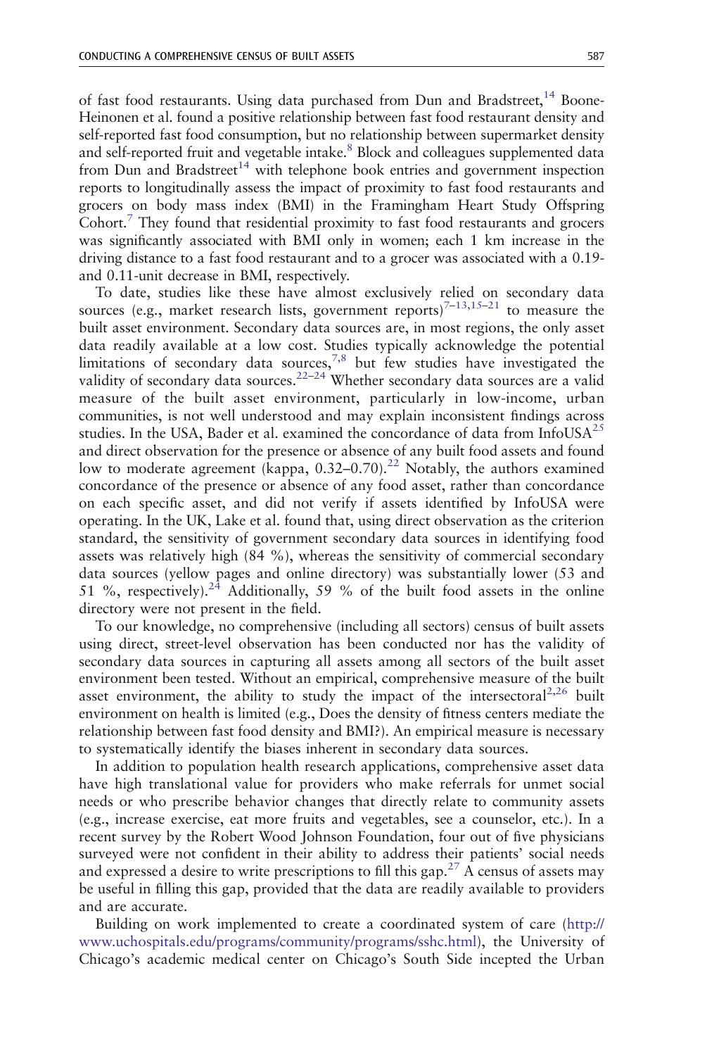of fast food restaurants. Using data purchased from Dun and Bradstreet,[14] Boone-Heinonen et al. found a positive relationship between fast food restaurant density and self-reported fast food consumption, but no relationship between supermarket density and self-reported fruit and vegetable intake.[8] Block and colleagues supplemented data from Dun and Bradstreet[14] with telephone book entries and government inspection reports to longitudinally assess the impact of proximity to fast food restaurants and grocers on body mass index (BMI) in the Framingham Heart Study Offspring Cohort.[7] They found that residential proximity to fast food restaurants and grocers was significantly associated with BMI only in women; each 1 km increase in the driving distance to a fast food restaurant and to a grocer was associated with a 0.19- and 0.11-unit decrease in BMI, respectively.

To date, studies like these have almost exclusively relied on secondary data sources (e.g., market research lists, government reports)[7–13,15–21] to measure the built asset environment. Secondary data sources are, in most regions, the only asset data readily available at a low cost. Studies typically acknowledge the potential limitations of secondary data sources,[7,8] but few studies have investigated the validity of secondary data sources.[22–24] Whether secondary data sources are a valid measure of the built asset environment, particularly in low-income, urban communities, is not well understood and may explain inconsistent findings across studies. In the USA, Bader et al. examined the concordance of data from InfoUSA[25] and direct observation for the presence or absence of any built food assets and found low to moderate agreement (kappa, 0.32–0.70).[22] Notably, the authors examined concordance of the presence or absence of any food asset, rather than concordance on each specific asset, and did not verify if assets identified by InfoUSA were operating. In the UK, Lake et al. found that, using direct observation as the criterion standard, the sensitivity of government secondary data sources in identifying food assets was relatively high (84 %), whereas the sensitivity of commercial secondary data sources (yellow pages and online directory) was substantially lower (53 and 51 %, respectively).[24] Additionally, 59 % of the built food assets in the online directory were not present in the field.

To our knowledge, no comprehensive (including all sectors) census of built assets using direct, street-level observation has been conducted nor has the validity of secondary data sources in capturing all assets among all sectors of the built asset environment been tested. Without an empirical, comprehensive measure of the built asset environment, the ability to study the impact of the intersectoral[2,26] built environment on health is limited (e.g., Does the density of fitness centers mediate the relationship between fast food density and BMI?). An empirical measure is necessary to systematically identify the biases inherent in secondary data sources.

In addition to population health research applications, comprehensive asset data have high translational value for providers who make referrals for unmet social needs or who prescribe behavior changes that directly relate to community assets (e.g., increase exercise, eat more fruits and vegetables, see a counselor, etc.). In a recent survey by the Robert Wood Johnson Foundation, four out of five physicians surveyed were not confident in their ability to address their patients' social needs and expressed a desire to write prescriptions to fill this gap.[27] A census of assets may be useful in filling this gap, provided that the data are readily available to providers and are accurate.

Building on work implemented to create a coordinated system of care (http://www.uchospitals.edu/programs/community/programs/sshc.html), the University of Chicago's academic medical center on Chicago's South Side incepted the Urban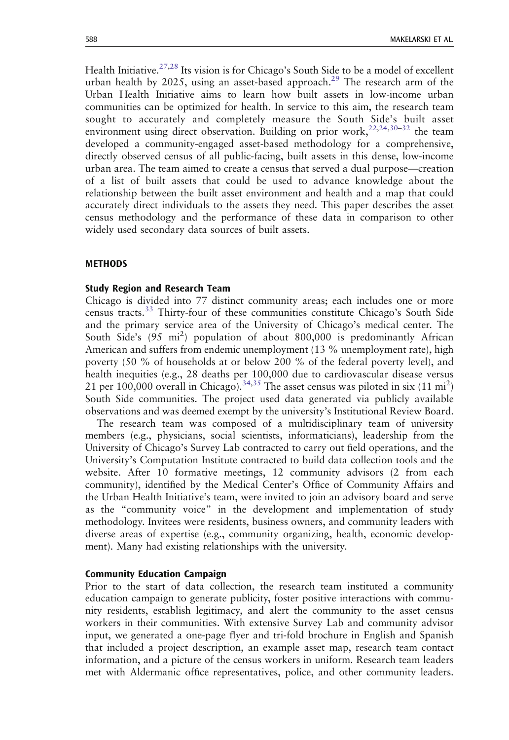Health Initiative.[27,28] Its vision is for Chicago's South Side to be a model of excellent urban health by 2025, using an asset-based approach.[29] The research arm of the Urban Health Initiative aims to learn how built assets in low-income urban communities can be optimized for health. In service to this aim, the research team sought to accurately and completely measure the South Side's built asset environment using direct observation. Building on prior work,[22,24,30–32] the team developed a community-engaged asset-based methodology for a comprehensive, directly observed census of all public-facing, built assets in this dense, low-income urban area. The team aimed to create a census that served a dual purpose—creation of a list of built assets that could be used to advance knowledge about the relationship between the built asset environment and health and a map that could accurately direct individuals to the assets they need. This paper describes the asset census methodology and the performance of these data in comparison to other widely used secondary data sources of built assets.

## METHODS

### Study Region and Research Team

Chicago is divided into 77 distinct community areas; each includes one or more census tracts.[33] Thirty-four of these communities constitute Chicago's South Side and the primary service area of the University of Chicago's medical center. The South Side's (95 $mi^2$) population of about 800,000 is predominantly African American and suffers from endemic unemployment (13 % unemployment rate), high poverty (50 % of households at or below 200 % of the federal poverty level), and health inequities (e.g., 28 deaths per 100,000 due to cardiovascular disease versus 21 per 100,000 overall in Chicago).[34,35] The asset census was piloted in six (11 $mi^2$) South Side communities. The project used data generated via publicly available observations and was deemed exempt by the university's Institutional Review Board.

The research team was composed of a multidisciplinary team of university members (e.g., physicians, social scientists, informaticians), leadership from the University of Chicago's Survey Lab contracted to carry out field operations, and the University's Computation Institute contracted to build data collection tools and the website. After 10 formative meetings, 12 community advisors (2 from each community), identified by the Medical Center's Office of Community Affairs and the Urban Health Initiative's team, were invited to join an advisory board and serve as the "community voice" in the development and implementation of study methodology. Invitees were residents, business owners, and community leaders with diverse areas of expertise (e.g., community organizing, health, economic development). Many had existing relationships with the university.

### Community Education Campaign

Prior to the start of data collection, the research team instituted a community education campaign to generate publicity, foster positive interactions with community residents, establish legitimacy, and alert the community to the asset census workers in their communities. With extensive Survey Lab and community advisor input, we generated a one-page flyer and tri-fold brochure in English and Spanish that included a project description, an example asset map, research team contact information, and a picture of the census workers in uniform. Research team leaders met with Aldermanic office representatives, police, and other community leaders.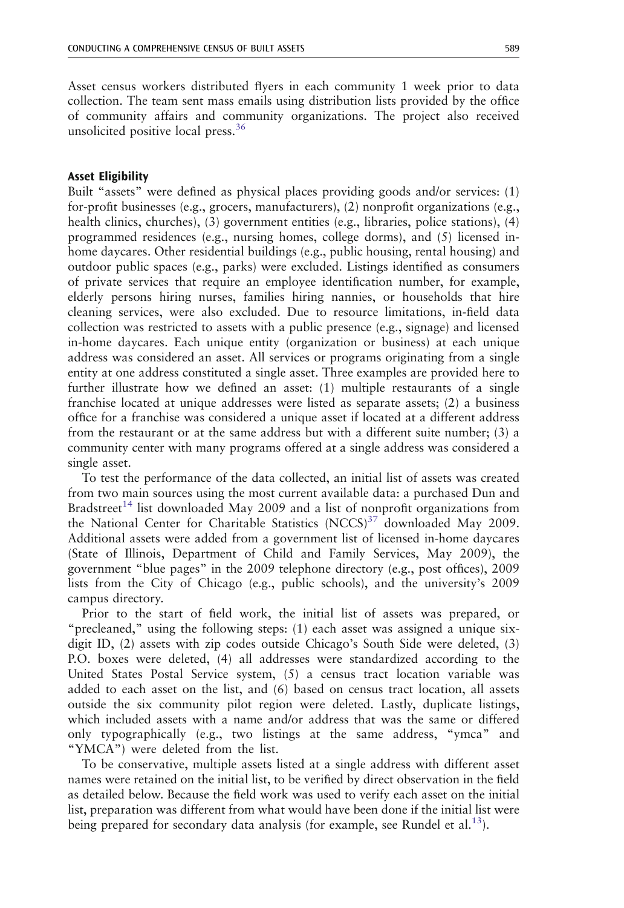Asset census workers distributed flyers in each community 1 week prior to data collection. The team sent mass emails using distribution lists provided by the office of community affairs and community organizations. The project also received unsolicited positive local press.[36]

### Asset Eligibility

Built "assets" were defined as physical places providing goods and/or services: (1) for-profit businesses (e.g., grocers, manufacturers), (2) nonprofit organizations (e.g., health clinics, churches), (3) government entities (e.g., libraries, police stations), (4) programmed residences (e.g., nursing homes, college dorms), and (5) licensed in-home daycares. Other residential buildings (e.g., public housing, rental housing) and outdoor public spaces (e.g., parks) were excluded. Listings identified as consumers of private services that require an employee identification number, for example, elderly persons hiring nurses, families hiring nannies, or households that hire cleaning services, were also excluded. Due to resource limitations, in-field data collection was restricted to assets with a public presence (e.g., signage) and licensed in-home daycares. Each unique entity (organization or business) at each unique address was considered an asset. All services or programs originating from a single entity at one address constituted a single asset. Three examples are provided here to further illustrate how we defined an asset: (1) multiple restaurants of a single franchise located at unique addresses were listed as separate assets; (2) a business office for a franchise was considered a unique asset if located at a different address from the restaurant or at the same address but with a different suite number; (3) a community center with many programs offered at a single address was considered a single asset.

To test the performance of the data collected, an initial list of assets was created from two main sources using the most current available data: a purchased Dun and Bradstreet[14] list downloaded May 2009 and a list of nonprofit organizations from the National Center for Charitable Statistics (NCCS)[37] downloaded May 2009. Additional assets were added from a government list of licensed in-home daycares (State of Illinois, Department of Child and Family Services, May 2009), the government "blue pages" in the 2009 telephone directory (e.g., post offices), 2009 lists from the City of Chicago (e.g., public schools), and the university's 2009 campus directory.

Prior to the start of field work, the initial list of assets was prepared, or "precleaned," using the following steps: (1) each asset was assigned a unique six-digit ID, (2) assets with zip codes outside Chicago's South Side were deleted, (3) P.O. boxes were deleted, (4) all addresses were standardized according to the United States Postal Service system, (5) a census tract location variable was added to each asset on the list, and (6) based on census tract location, all assets outside the six community pilot region were deleted. Lastly, duplicate listings, which included assets with a name and/or address that was the same or differed only typographically (e.g., two listings at the same address, "ymca" and "YMCA") were deleted from the list.

To be conservative, multiple assets listed at a single address with different asset names were retained on the initial list, to be verified by direct observation in the field as detailed below. Because the field work was used to verify each asset on the initial list, preparation was different from what would have been done if the initial list were being prepared for secondary data analysis (for example, see Rundel et al.[13]).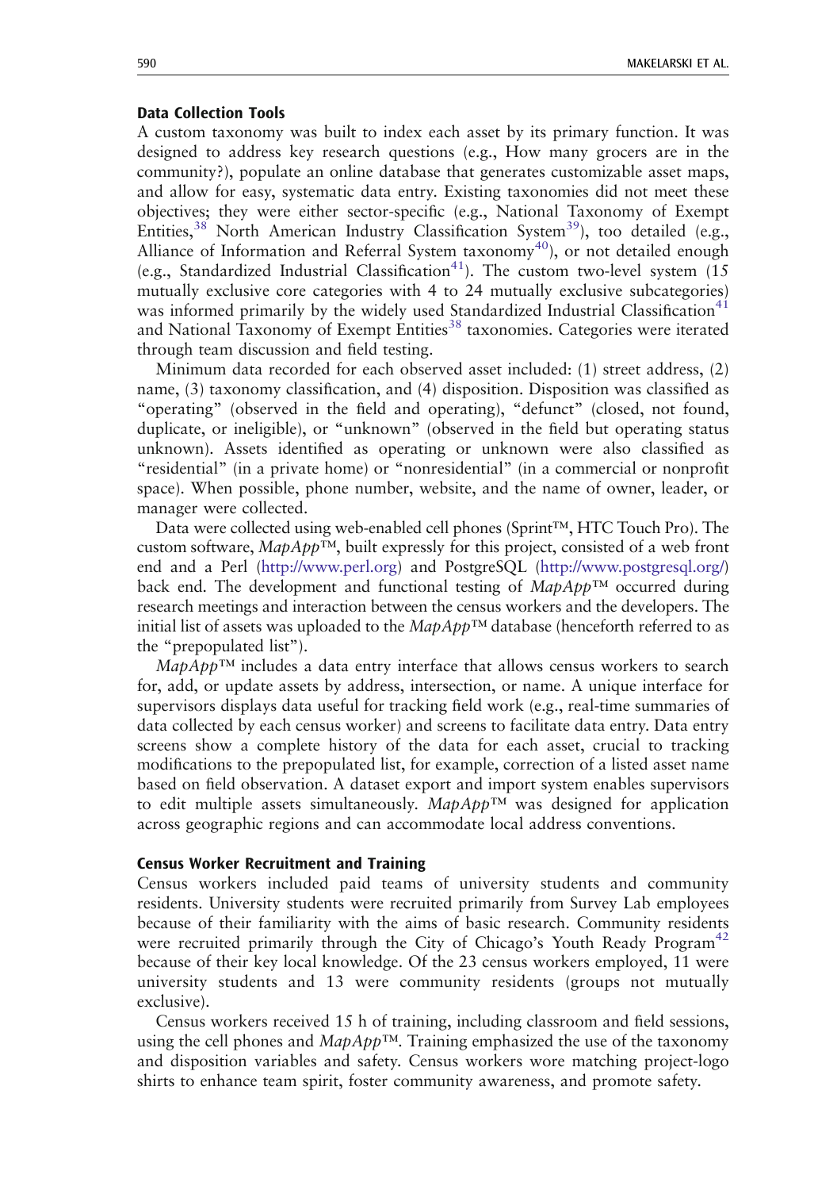### Data Collection Tools

A custom taxonomy was built to index each asset by its primary function. It was designed to address key research questions (e.g., How many grocers are in the community?), populate an online database that generates customizable asset maps, and allow for easy, systematic data entry. Existing taxonomies did not meet these objectives; they were either sector-specific (e.g., National Taxonomy of Exempt Entities,[38] North American Industry Classification System[39]), too detailed (e.g., Alliance of Information and Referral System taxonomy[40]), or not detailed enough (e.g., Standardized Industrial Classification[41]). The custom two-level system (15 mutually exclusive core categories with 4 to 24 mutually exclusive subcategories) was informed primarily by the widely used Standardized Industrial Classification[41] and National Taxonomy of Exempt Entities[38] taxonomies. Categories were iterated through team discussion and field testing.

Minimum data recorded for each observed asset included: (1) street address, (2) name, (3) taxonomy classification, and (4) disposition. Disposition was classified as "operating" (observed in the field and operating), "defunct" (closed, not found, duplicate, or ineligible), or "unknown" (observed in the field but operating status unknown). Assets identified as operating or unknown were also classified as "residential" (in a private home) or "nonresidential" (in a commercial or nonprofit space). When possible, phone number, website, and the name of owner, leader, or manager were collected.

Data were collected using web-enabled cell phones (Sprint™, HTC Touch Pro). The custom software, *MapApp*™, built expressly for this project, consisted of a web front end and a Perl (http://www.perl.org) and PostgreSQL (http://www.postgresql.org/) back end. The development and functional testing of *MapApp*™ occurred during research meetings and interaction between the census workers and the developers. The initial list of assets was uploaded to the *MapApp*™ database (henceforth referred to as the "prepopulated list").

*MapApp*™ includes a data entry interface that allows census workers to search for, add, or update assets by address, intersection, or name. A unique interface for supervisors displays data useful for tracking field work (e.g., real-time summaries of data collected by each census worker) and screens to facilitate data entry. Data entry screens show a complete history of the data for each asset, crucial to tracking modifications to the prepopulated list, for example, correction of a listed asset name based on field observation. A dataset export and import system enables supervisors to edit multiple assets simultaneously. *MapApp*™ was designed for application across geographic regions and can accommodate local address conventions.

### Census Worker Recruitment and Training

Census workers included paid teams of university students and community residents. University students were recruited primarily from Survey Lab employees because of their familiarity with the aims of basic research. Community residents were recruited primarily through the City of Chicago's Youth Ready Program[42] because of their key local knowledge. Of the 23 census workers employed, 11 were university students and 13 were community residents (groups not mutually exclusive).

Census workers received 15 h of training, including classroom and field sessions, using the cell phones and *MapApp*™. Training emphasized the use of the taxonomy and disposition variables and safety. Census workers wore matching project-logo shirts to enhance team spirit, foster community awareness, and promote safety.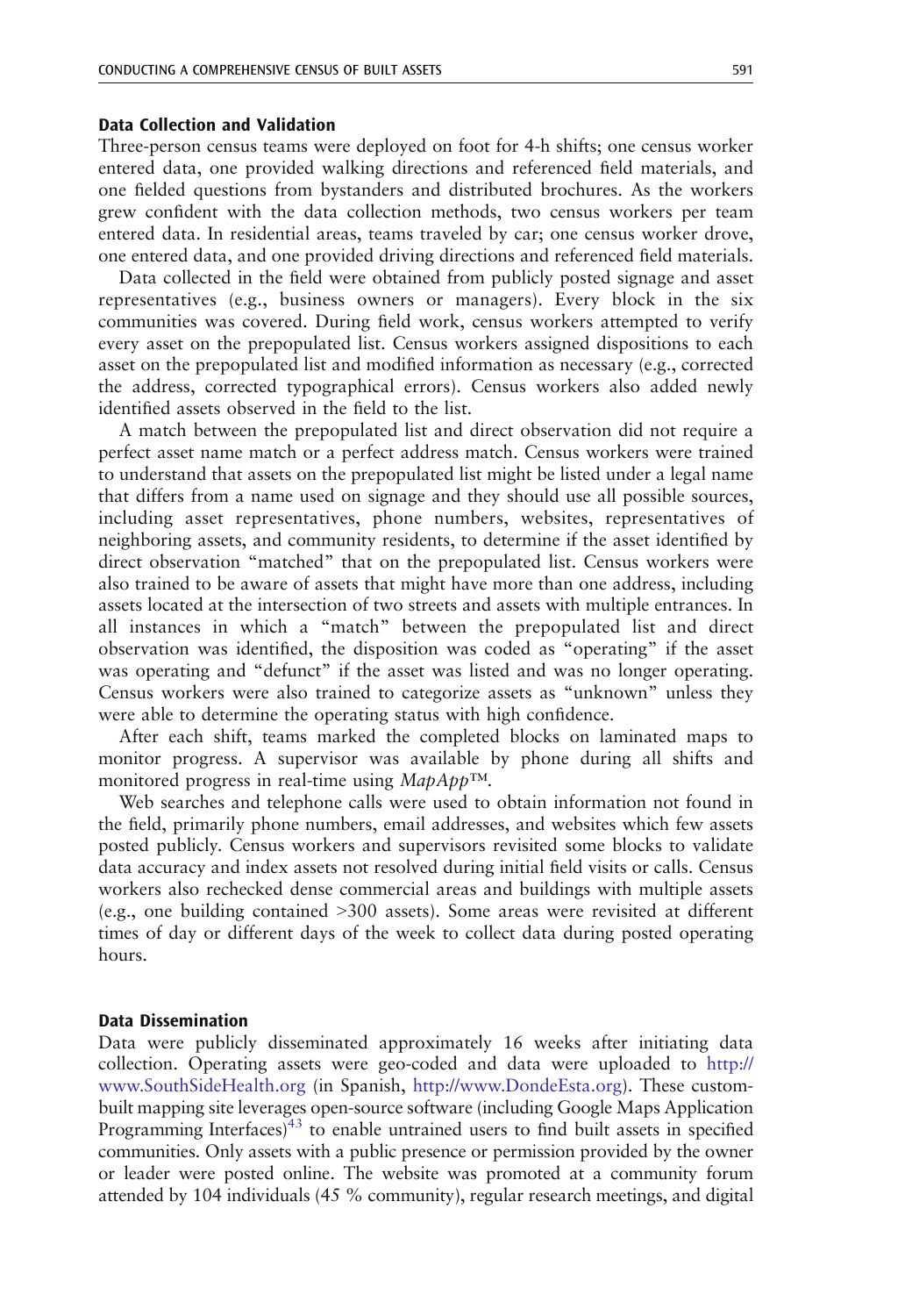## Data Collection and Validation

Three-person census teams were deployed on foot for 4-h shifts; one census worker entered data, one provided walking directions and referenced field materials, and one fielded questions from bystanders and distributed brochures. As the workers grew confident with the data collection methods, two census workers per team entered data. In residential areas, teams traveled by car; one census worker drove, one entered data, and one provided driving directions and referenced field materials.

Data collected in the field were obtained from publicly posted signage and asset representatives (e.g., business owners or managers). Every block in the six communities was covered. During field work, census workers attempted to verify every asset on the prepopulated list. Census workers assigned dispositions to each asset on the prepopulated list and modified information as necessary (e.g., corrected the address, corrected typographical errors). Census workers also added newly identified assets observed in the field to the list.

A match between the prepopulated list and direct observation did not require a perfect asset name match or a perfect address match. Census workers were trained to understand that assets on the prepopulated list might be listed under a legal name that differs from a name used on signage and they should use all possible sources, including asset representatives, phone numbers, websites, representatives of neighboring assets, and community residents, to determine if the asset identified by direct observation "matched" that on the prepopulated list. Census workers were also trained to be aware of assets that might have more than one address, including assets located at the intersection of two streets and assets with multiple entrances. In all instances in which a "match" between the prepopulated list and direct observation was identified, the disposition was coded as "operating" if the asset was operating and "defunct" if the asset was listed and was no longer operating. Census workers were also trained to categorize assets as "unknown" unless they were able to determine the operating status with high confidence.

After each shift, teams marked the completed blocks on laminated maps to monitor progress. A supervisor was available by phone during all shifts and monitored progress in real-time using *MapApp™*.

Web searches and telephone calls were used to obtain information not found in the field, primarily phone numbers, email addresses, and websites which few assets posted publicly. Census workers and supervisors revisited some blocks to validate data accuracy and index assets not resolved during initial field visits or calls. Census workers also rechecked dense commercial areas and buildings with multiple assets (e.g., one building contained >300 assets). Some areas were revisited at different times of day or different days of the week to collect data during posted operating hours.

## Data Dissemination

Data were publicly disseminated approximately 16 weeks after initiating data collection. Operating assets were geo-coded and data were uploaded to http://www.SouthSideHealth.org (in Spanish, http://www.DondeEsta.org). These custom-built mapping site leverages open-source software (including Google Maps Application Programming Interfaces)[43] to enable untrained users to find built assets in specified communities. Only assets with a public presence or permission provided by the owner or leader were posted online. The website was promoted at a community forum attended by 104 individuals (45 % community), regular research meetings, and digital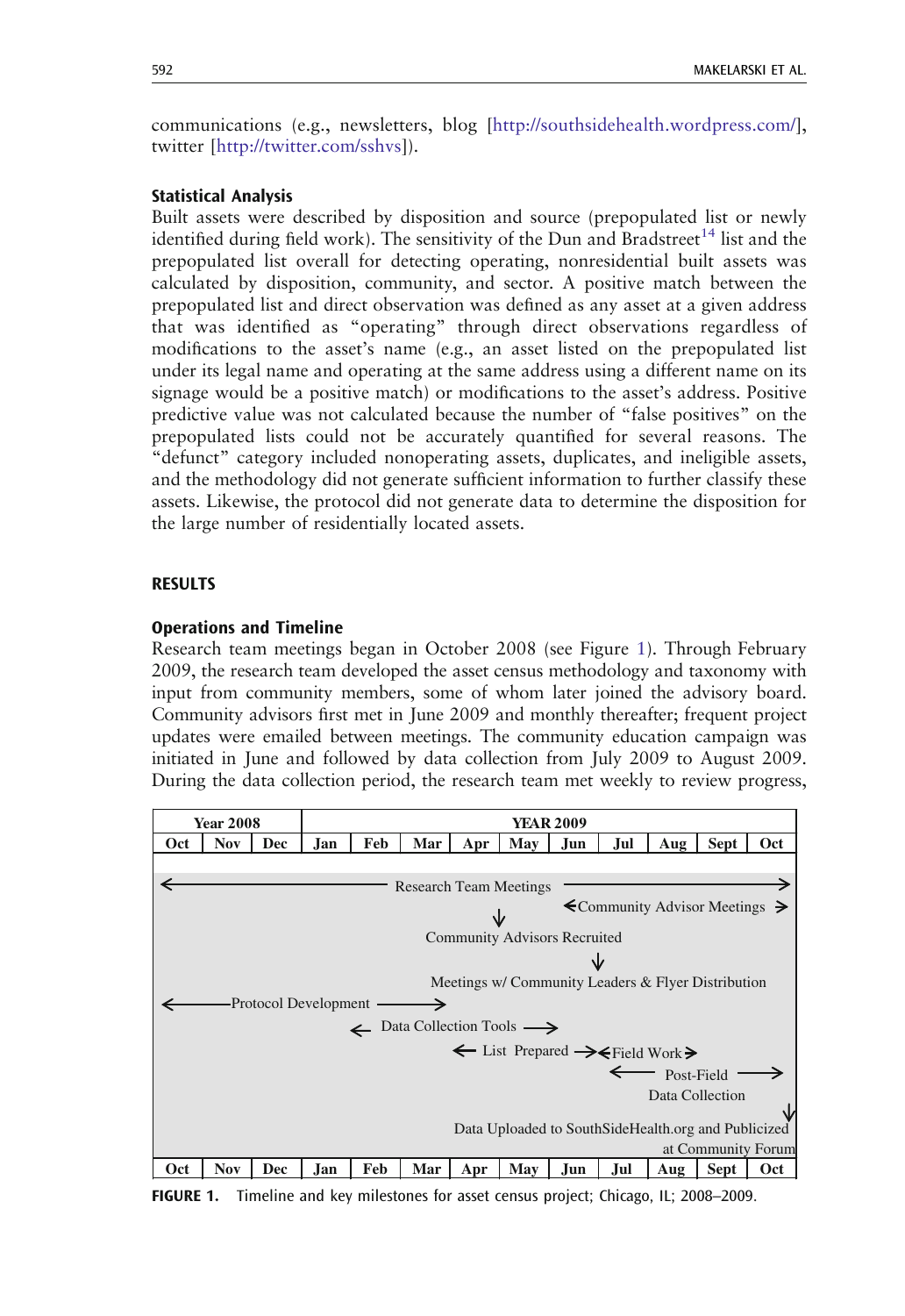communications (e.g., newsletters, blog [http://southsidehealth.wordpress.com/], twitter [http://twitter.com/sshvs]).

### Statistical Analysis

Built assets were described by disposition and source (prepopulated list or newly identified during field work). The sensitivity of the Dun and Bradstreet[14] list and the prepopulated list overall for detecting operating, nonresidential built assets was calculated by disposition, community, and sector. A positive match between the prepopulated list and direct observation was defined as any asset at a given address that was identified as "operating" through direct observations regardless of modifications to the asset's name (e.g., an asset listed on the prepopulated list under its legal name and operating at the same address using a different name on its signage would be a positive match) or modifications to the asset's address. Positive predictive value was not calculated because the number of "false positives" on the prepopulated lists could not be accurately quantified for several reasons. The "defunct" category included nonoperating assets, duplicates, and ineligible assets, and the methodology did not generate sufficient information to further classify these assets. Likewise, the protocol did not generate data to determine the disposition for the large number of residentially located assets.

## RESULTS

### Operations and Timeline

Research team meetings began in October 2008 (see Figure 1). Through February 2009, the research team developed the asset census methodology and taxonomy with input from community members, some of whom later joined the advisory board. Community advisors first met in June 2009 and monthly thereafter; frequent project updates were emailed between meetings. The community education campaign was initiated in June and followed by data collection from July 2009 to August 2009. During the data collection period, the research team met weekly to review progress,

| Year 2008 | | | YEAR 2009 | | | | | | | | | |
|---|---|---|---|---|---|---|---|---|---|---|---|---|
| Oct | Nov | Dec | Jan | Feb | Mar | Apr | May | Jun | Jul | Aug | Sept | Oct |

- ← Research Team Meetings → (Oct 2008 – Oct 2009)
- ← Community Advisor Meetings → (Jun – Oct 2009)
- ↓ Community Advisors Recruited (May 2009)
- ↓ Meetings w/ Community Leaders & Flyer Distribution (Jun 2009)
- ← Protocol Development → (Oct 2008 – Mar 2009)
- ← Data Collection Tools → (Feb – May 2009)
- ← List Prepared → (Apr – Jun 2009)
- ← Field Work → (Jul – Aug 2009)
- ← Post-Field Data Collection → (Jul – Oct 2009)
- ↓ Data Uploaded to SouthSideHealth.org and Publicized at Community Forum (Oct 2009)

FIGURE 1. Timeline and key milestones for asset census project; Chicago, IL; 2008–2009.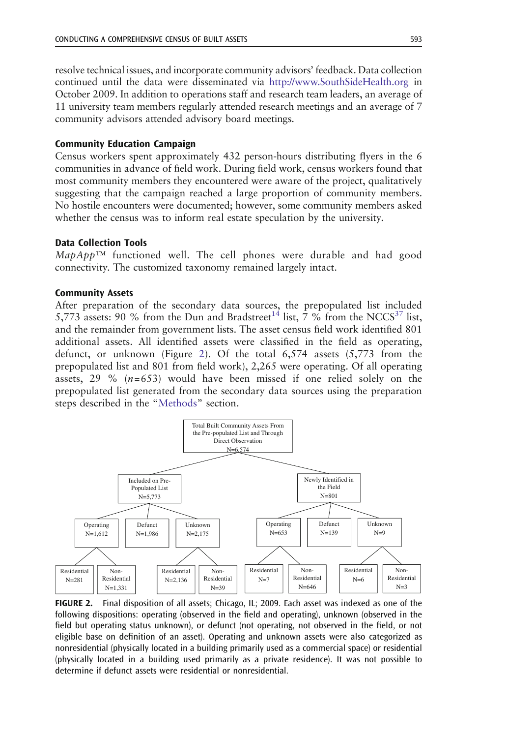resolve technical issues, and incorporate community advisors' feedback. Data collection continued until the data were disseminated via http://www.SouthSideHealth.org in October 2009. In addition to operations staff and research team leaders, an average of 11 university team members regularly attended research meetings and an average of 7 community advisors attended advisory board meetings.

### Community Education Campaign

Census workers spent approximately 432 person-hours distributing flyers in the 6 communities in advance of field work. During field work, census workers found that most community members they encountered were aware of the project, qualitatively suggesting that the campaign reached a large proportion of community members. No hostile encounters were documented; however, some community members asked whether the census was to inform real estate speculation by the university.

### Data Collection Tools

*MapApp*™ functioned well. The cell phones were durable and had good connectivity. The customized taxonomy remained largely intact.

### Community Assets

After preparation of the secondary data sources, the prepopulated list included 5,773 assets: 90 % from the Dun and Bradstreet[14] list, 7 % from the NCCS[37] list, and the remainder from government lists. The asset census field work identified 801 additional assets. All identified assets were classified in the field as operating, defunct, or unknown (Figure 2). Of the total 6,574 assets (5,773 from the prepopulated list and 801 from field work), 2,265 were operating. Of all operating assets, 29 % ($n$=653) would have been missed if one relied solely on the prepopulated list generated from the secondary data sources using the preparation steps described in the "Methods" section.

- Total Built Community Assets From the Pre-populated List and Through Direct Observation N=6,574
  - Included on Pre-Populated List N=5,773
    - Operating N=1,612
      - Residential N=281
      - Non-Residential N=1,331
    - Defunct N=1,986
    - Unknown N=2,175
      - Residential N=2,136
      - Non-Residential N=39
  - Newly Identified in the Field N=801
    - Operating N=653
      - Residential N=7
      - Non-Residential N=646
    - Defunct N=139
    - Unknown N=9
      - Residential N=6
      - Non-Residential N=3

**FIGURE 2.** Final disposition of all assets; Chicago, IL; 2009. Each asset was indexed as one of the following dispositions: operating (observed in the field and operating), unknown (observed in the field but operating status unknown), or defunct (not operating, not observed in the field, or not eligible base on definition of an asset). Operating and unknown assets were also categorized as nonresidential (physically located in a building primarily used as a commercial space) or residential (physically located in a building used primarily as a private residence). It was not possible to determine if defunct assets were residential or nonresidential.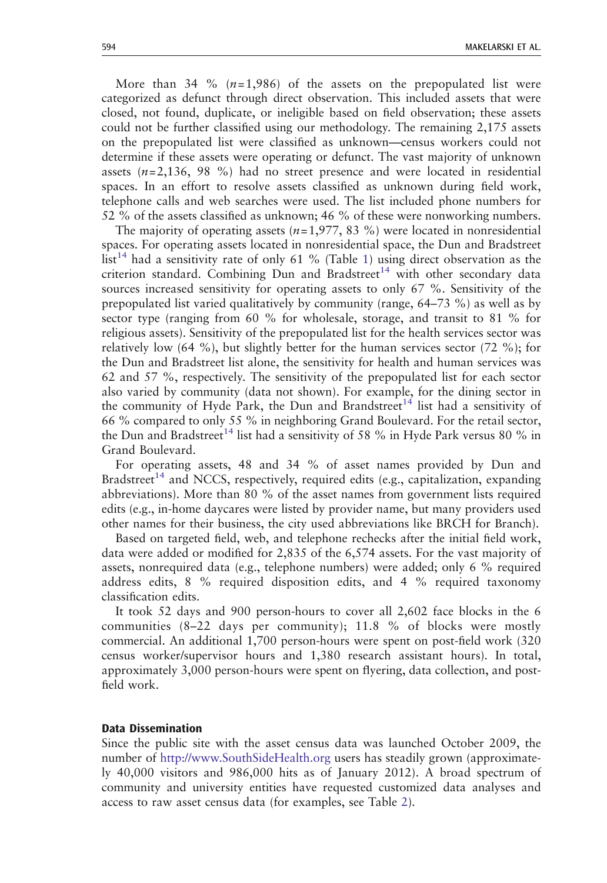More than 34 % ($n$=1,986) of the assets on the prepopulated list were categorized as defunct through direct observation. This included assets that were closed, not found, duplicate, or ineligible based on field observation; these assets could not be further classified using our methodology. The remaining 2,175 assets on the prepopulated list were classified as unknown—census workers could not determine if these assets were operating or defunct. The vast majority of unknown assets ($n$=2,136, 98 %) had no street presence and were located in residential spaces. In an effort to resolve assets classified as unknown during field work, telephone calls and web searches were used. The list included phone numbers for 52 % of the assets classified as unknown; 46 % of these were nonworking numbers.

The majority of operating assets ($n$=1,977, 83 %) were located in nonresidential spaces. For operating assets located in nonresidential space, the Dun and Bradstreet list[14] had a sensitivity rate of only 61 % (Table 1) using direct observation as the criterion standard. Combining Dun and Bradstreet[14] with other secondary data sources increased sensitivity for operating assets to only 67 %. Sensitivity of the prepopulated list varied qualitatively by community (range, 64–73 %) as well as by sector type (ranging from 60 % for wholesale, storage, and transit to 81 % for religious assets). Sensitivity of the prepopulated list for the health services sector was relatively low (64 %), but slightly better for the human services sector (72 %); for the Dun and Bradstreet list alone, the sensitivity for health and human services was 62 and 57 %, respectively. The sensitivity of the prepopulated list for each sector also varied by community (data not shown). For example, for the dining sector in the community of Hyde Park, the Dun and Brandstreet[14] list had a sensitivity of 66 % compared to only 55 % in neighboring Grand Boulevard. For the retail sector, the Dun and Bradstreet[14] list had a sensitivity of 58 % in Hyde Park versus 80 % in Grand Boulevard.

For operating assets, 48 and 34 % of asset names provided by Dun and Bradstreet[14] and NCCS, respectively, required edits (e.g., capitalization, expanding abbreviations). More than 80 % of the asset names from government lists required edits (e.g., in-home daycares were listed by provider name, but many providers used other names for their business, the city used abbreviations like BRCH for Branch).

Based on targeted field, web, and telephone rechecks after the initial field work, data were added or modified for 2,835 of the 6,574 assets. For the vast majority of assets, nonrequired data (e.g., telephone numbers) were added; only 6 % required address edits, 8 % required disposition edits, and 4 % required taxonomy classification edits.

It took 52 days and 900 person-hours to cover all 2,602 face blocks in the 6 communities (8–22 days per community); 11.8 % of blocks were mostly commercial. An additional 1,700 person-hours were spent on post-field work (320 census worker/supervisor hours and 1,380 research assistant hours). In total, approximately 3,000 person-hours were spent on flyering, data collection, and post-field work.

### Data Dissemination

Since the public site with the asset census data was launched October 2009, the number of http://www.SouthSideHealth.org users has steadily grown (approximately 40,000 visitors and 986,000 hits as of January 2012). A broad spectrum of community and university entities have requested customized data analyses and access to raw asset census data (for examples, see Table 2).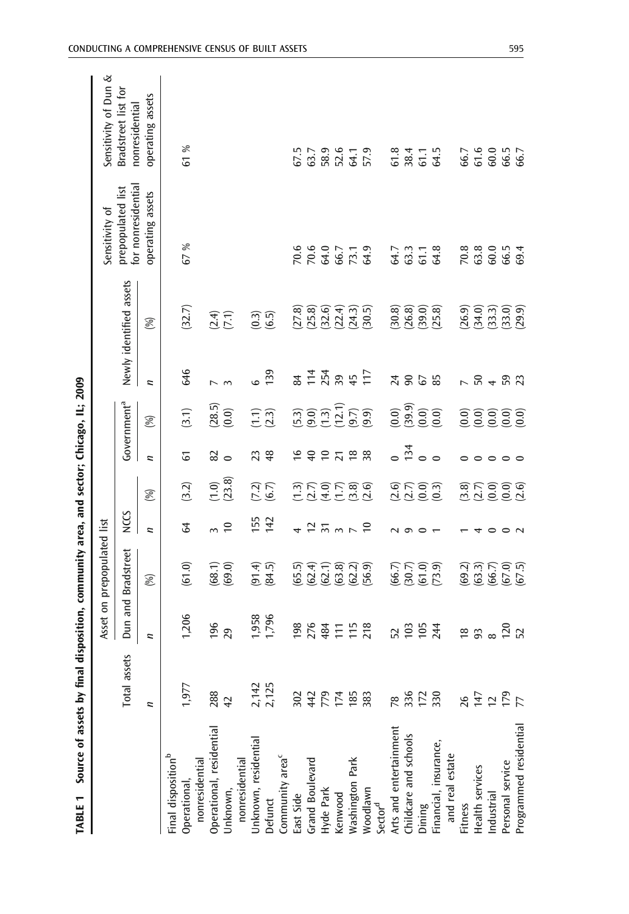**TABLE 1 Source of assets by final disposition, community area, and sector; Chicago, IL; 2009**

| | Total assets | Asset on prepopulated list | | | | | | Newly identified assets | | Sensitivity of prepopulated list for nonresidential operating assets | Sensitivity of Dun & Bradstreet list for nonresidential operating assets |
|---|---|---|---|---|---|---|---|---|---|---|---|
| | | Dun and Bradstreet | | NCCS | | Government[a] | | | | | |
| | *n* | *n* | (%) | *n* | (%) | *n* | (%) | *n* | (%) | | |
| Final disposition[b] | | | | | | | | | | | |
| Operational, nonresidential | 1,977 | 1,206 | (61.0) | 64 | (3.2) | 61 | (3.1) | 646 | (32.7) | 67 % | 61 % |
| Operational, residential | 288 | 196 | (68.1) | 3 | (1.0) | 82 | (28.5) | 7 | (2.4) | | |
| Unknown, nonresidential | 42 | 29 | (69.0) | 10 | (23.8) | 0 | (0.0) | 3 | (7.1) | | |
| Unknown, residential | 2,142 | 1,958 | (91.4) | 155 | (7.2) | 23 | (1.1) | 6 | (0.3) | | |
| Defunct | 2,125 | 1,796 | (84.5) | 142 | (6.7) | 48 | (2.3) | 139 | (6.5) | | |
| Community area[c] | | | | | | | | | | | |
| East Side | 302 | 198 | (65.5) | 4 | (1.3) | 16 | (5.3) | 84 | (27.8) | 70.6 | 67.5 |
| Grand Boulevard | 442 | 276 | (62.4) | 12 | (2.7) | 40 | (9.0) | 114 | (25.8) | 70.6 | 63.7 |
| Hyde Park | 779 | 484 | (62.1) | 31 | (4.0) | 10 | (1.3) | 254 | (32.6) | 64.0 | 58.9 |
| Kenwood | 174 | 111 | (63.8) | 3 | (1.7) | 21 | (12.1) | 39 | (22.4) | 66.7 | 52.6 |
| Washington Park | 185 | 115 | (62.2) | 7 | (3.8) | 18 | (9.7) | 45 | (24.3) | 73.1 | 64.1 |
| Woodlawn | 383 | 218 | (56.9) | 10 | (2.6) | 38 | (9.9) | 117 | (30.5) | 64.9 | 57.9 |
| Sector[d] | | | | | | | | | | | |
| Arts and entertainment | 78 | 52 | (66.7) | 2 | (2.6) | 0 | (0.0) | 24 | (30.8) | 64.7 | 61.8 |
| Childcare and schools | 336 | 103 | (30.7) | 9 | (2.7) | 134 | (39.9) | 90 | (26.8) | 63.3 | 38.4 |
| Dining | 172 | 105 | (61.0) | 0 | (0.0) | 0 | (0.0) | 67 | (39.0) | 61.1 | 61.1 |
| Financial, insurance, and real estate | 330 | 244 | (73.9) | 1 | (0.3) | 0 | (0.0) | 85 | (25.8) | 64.8 | 64.5 |
| Fitness | 26 | 18 | (69.2) | 1 | (3.8) | 0 | (0.0) | 7 | (26.9) | 70.8 | 66.7 |
| Health services | 147 | 93 | (63.3) | 4 | (2.7) | 0 | (0.0) | 50 | (34.0) | 63.8 | 61.6 |
| Industrial | 12 | 8 | (66.7) | 0 | (0.0) | 0 | (0.0) | 4 | (33.3) | 60.0 | 60.0 |
| Personal service | 179 | 120 | (67.0) | 0 | (0.0) | 0 | (0.0) | 59 | (33.0) | 66.5 | 66.5 |
| Programmed residential | 77 | 52 | (67.5) | 2 | (2.6) | 0 | (0.0) | 23 | (29.9) | 69.4 | 66.7 |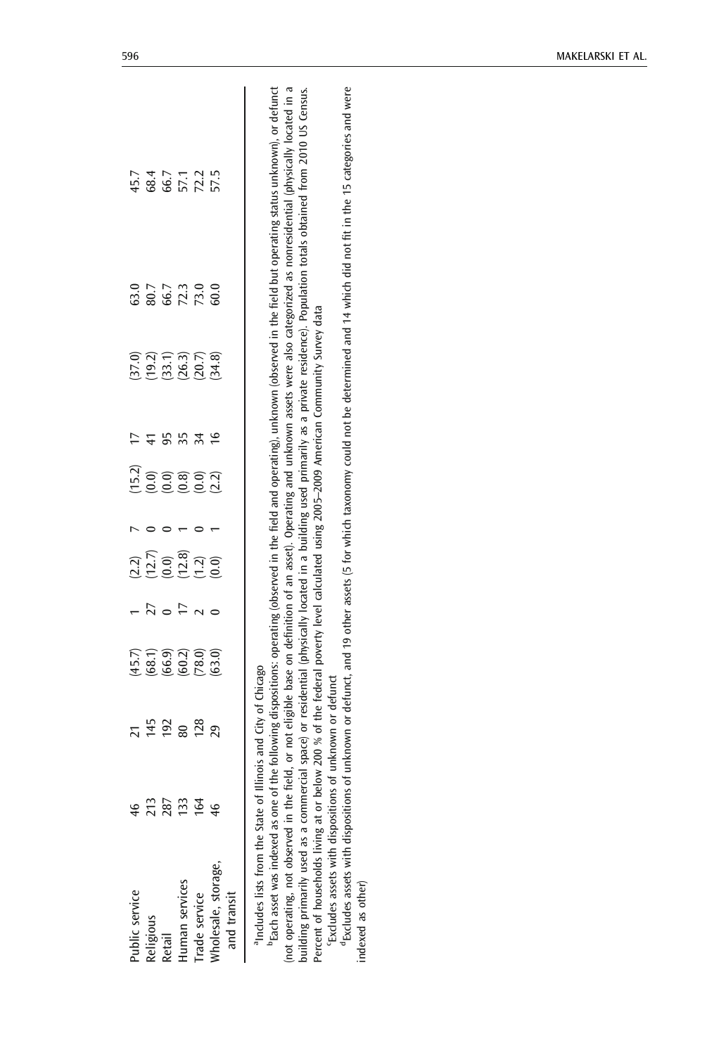| | | | | | | | | | | |
|---|---|---|---|---|---|---|---|---|---|---|
| Public service | 46 | 21 | (45.7) | 1 | (2.2) | 7 | (15.2) | 17 | (37.0) | 63.0 | 45.7 |
| Religious | 213 | 145 | (68.1) | 27 | (12.7) | 0 | (0.0) | 41 | (19.2) | 80.7 | 68.4 |
| Retail | 287 | 192 | (66.9) | 0 | (0.0) | 0 | (0.0) | 95 | (33.1) | 66.7 | 66.7 |
| Human services | 133 | 80 | (60.2) | 17 | (12.8) | 1 | (0.8) | 35 | (26.3) | 72.3 | 57.1 |
| Trade service | 164 | 128 | (78.0) | 2 | (1.2) | 0 | (0.0) | 34 | (20.7) | 73.0 | 72.2 |
| Wholesale, storage, and transit | 46 | 29 | (63.0) | 0 | (0.0) | 1 | (2.2) | 16 | (34.8) | 60.0 | 57.5 |

[a]Includes lists from the State of Illinois and City of Chicago

[b]Each asset was indexed as one of the following dispositions: operating (observed in the field and operating), unknown (observed in the field but operating status unknown), or defunct (not operating, not observed in the field, or not eligible base on definition of an asset). Operating and unknown assets were also categorized as nonresidential (physically located in a building primarily used as a commercial space) or residential (physically located in a building used primarily as a private residence). Population totals obtained from 2010 US Census. Percent of households living at or below 200 % of the federal poverty level calculated using 2005–2009 American Community Survey data

[c]Excludes assets with dispositions of unknown or defunct

[d]Excludes assets with dispositions of unknown or defunct, and 19 other assets (5 for which taxonomy could not be determined and 14 which did not fit in the 15 categories and were indexed as other)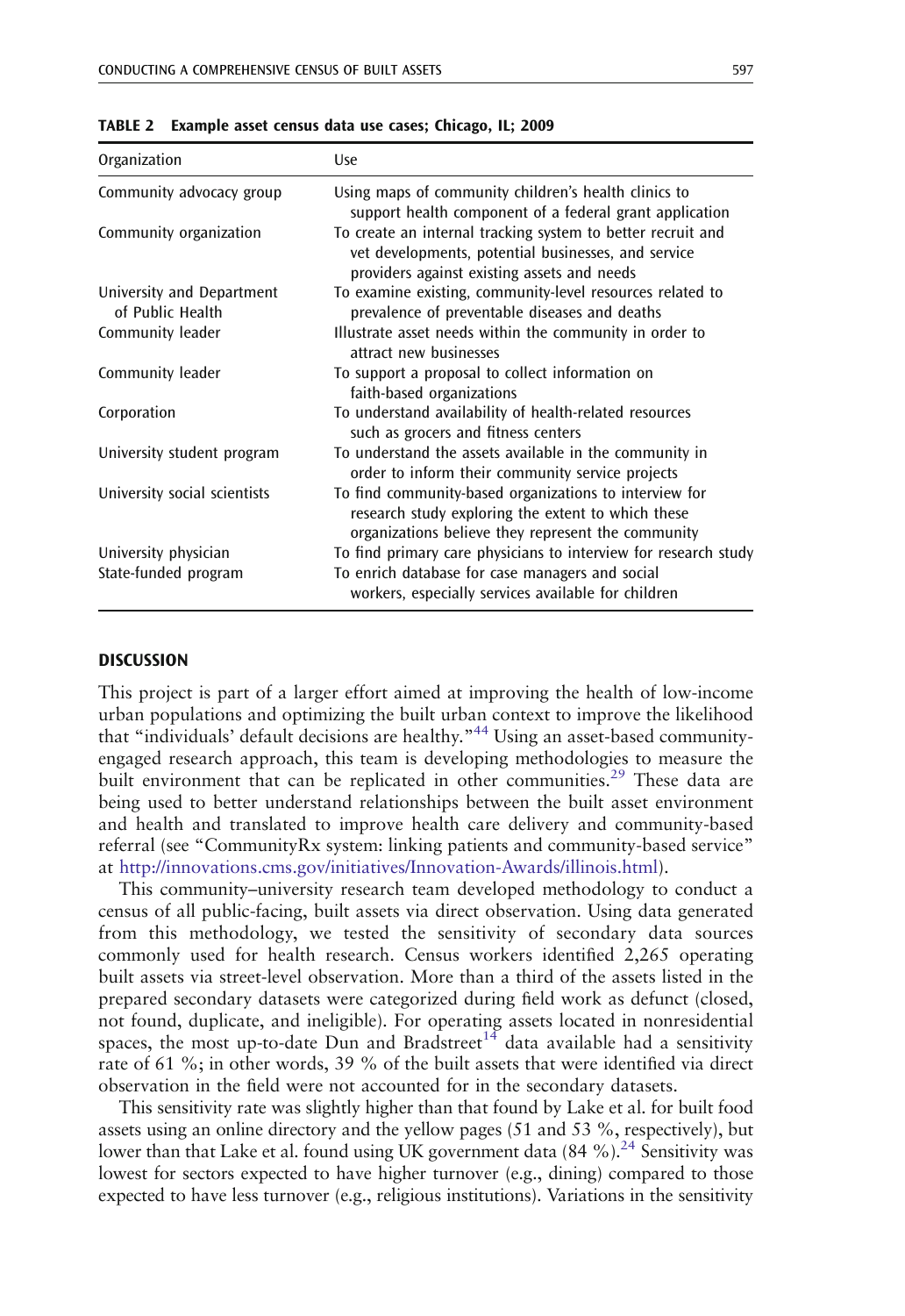**TABLE 2 Example asset census data use cases; Chicago, IL; 2009**

| Organization | Use |
|---|---|
| Community advocacy group | Using maps of community children's health clinics to support health component of a federal grant application |
| Community organization | To create an internal tracking system to better recruit and vet developments, potential businesses, and service providers against existing assets and needs |
| University and Department of Public Health | To examine existing, community-level resources related to prevalence of preventable diseases and deaths |
| Community leader | Illustrate asset needs within the community in order to attract new businesses |
| Community leader | To support a proposal to collect information on faith-based organizations |
| Corporation | To understand availability of health-related resources such as grocers and fitness centers |
| University student program | To understand the assets available in the community in order to inform their community service projects |
| University social scientists | To find community-based organizations to interview for research study exploring the extent to which these organizations believe they represent the community |
| University physician | To find primary care physicians to interview for research study |
| State-funded program | To enrich database for case managers and social workers, especially services available for children |

## DISCUSSION

This project is part of a larger effort aimed at improving the health of low-income urban populations and optimizing the built urban context to improve the likelihood that "individuals' default decisions are healthy."[44] Using an asset-based community-engaged research approach, this team is developing methodologies to measure the built environment that can be replicated in other communities.[29] These data are being used to better understand relationships between the built asset environment and health and translated to improve health care delivery and community-based referral (see "CommunityRx system: linking patients and community-based service" at http://innovations.cms.gov/initiatives/Innovation-Awards/illinois.html).

This community–university research team developed methodology to conduct a census of all public-facing, built assets via direct observation. Using data generated from this methodology, we tested the sensitivity of secondary data sources commonly used for health research. Census workers identified 2,265 operating built assets via street-level observation. More than a third of the assets listed in the prepared secondary datasets were categorized during field work as defunct (closed, not found, duplicate, and ineligible). For operating assets located in nonresidential spaces, the most up-to-date Dun and Bradstreet[14] data available had a sensitivity rate of 61 %; in other words, 39 % of the built assets that were identified via direct observation in the field were not accounted for in the secondary datasets.

This sensitivity rate was slightly higher than that found by Lake et al. for built food assets using an online directory and the yellow pages (51 and 53 %, respectively), but lower than that Lake et al. found using UK government data (84 %).[24] Sensitivity was lowest for sectors expected to have higher turnover (e.g., dining) compared to those expected to have less turnover (e.g., religious institutions). Variations in the sensitivity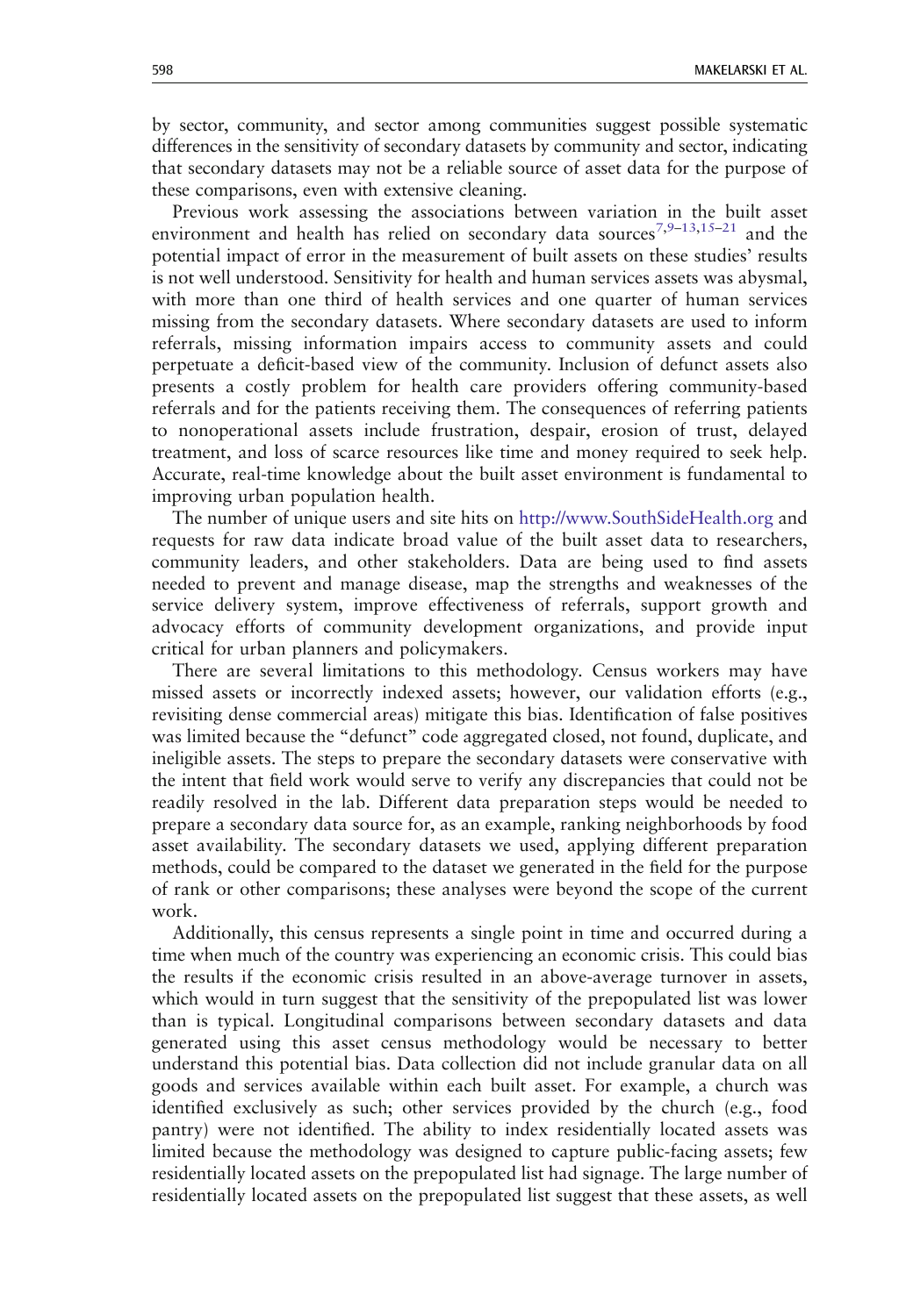by sector, community, and sector among communities suggest possible systematic differences in the sensitivity of secondary datasets by community and sector, indicating that secondary datasets may not be a reliable source of asset data for the purpose of these comparisons, even with extensive cleaning.

Previous work assessing the associations between variation in the built asset environment and health has relied on secondary data sources[7,9–13,15–21] and the potential impact of error in the measurement of built assets on these studies' results is not well understood. Sensitivity for health and human services assets was abysmal, with more than one third of health services and one quarter of human services missing from the secondary datasets. Where secondary datasets are used to inform referrals, missing information impairs access to community assets and could perpetuate a deficit-based view of the community. Inclusion of defunct assets also presents a costly problem for health care providers offering community-based referrals and for the patients receiving them. The consequences of referring patients to nonoperational assets include frustration, despair, erosion of trust, delayed treatment, and loss of scarce resources like time and money required to seek help. Accurate, real-time knowledge about the built asset environment is fundamental to improving urban population health.

The number of unique users and site hits on http://www.SouthSideHealth.org and requests for raw data indicate broad value of the built asset data to researchers, community leaders, and other stakeholders. Data are being used to find assets needed to prevent and manage disease, map the strengths and weaknesses of the service delivery system, improve effectiveness of referrals, support growth and advocacy efforts of community development organizations, and provide input critical for urban planners and policymakers.

There are several limitations to this methodology. Census workers may have missed assets or incorrectly indexed assets; however, our validation efforts (e.g., revisiting dense commercial areas) mitigate this bias. Identification of false positives was limited because the "defunct" code aggregated closed, not found, duplicate, and ineligible assets. The steps to prepare the secondary datasets were conservative with the intent that field work would serve to verify any discrepancies that could not be readily resolved in the lab. Different data preparation steps would be needed to prepare a secondary data source for, as an example, ranking neighborhoods by food asset availability. The secondary datasets we used, applying different preparation methods, could be compared to the dataset we generated in the field for the purpose of rank or other comparisons; these analyses were beyond the scope of the current work.

Additionally, this census represents a single point in time and occurred during a time when much of the country was experiencing an economic crisis. This could bias the results if the economic crisis resulted in an above-average turnover in assets, which would in turn suggest that the sensitivity of the prepopulated list was lower than is typical. Longitudinal comparisons between secondary datasets and data generated using this asset census methodology would be necessary to better understand this potential bias. Data collection did not include granular data on all goods and services available within each built asset. For example, a church was identified exclusively as such; other services provided by the church (e.g., food pantry) were not identified. The ability to index residentially located assets was limited because the methodology was designed to capture public-facing assets; few residentially located assets on the prepopulated list had signage. The large number of residentially located assets on the prepopulated list suggest that these assets, as well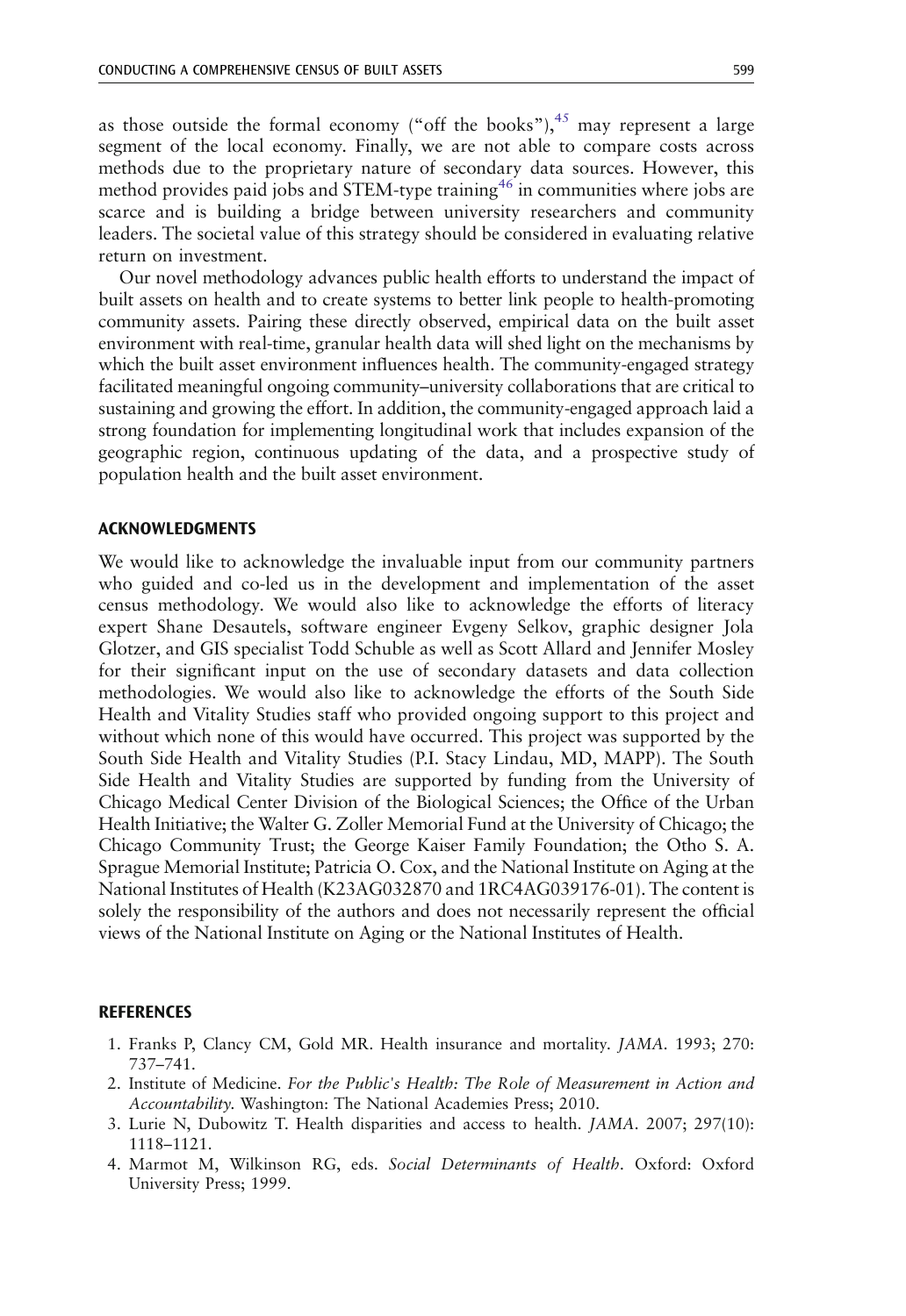as those outside the formal economy ("off the books"),[45] may represent a large segment of the local economy. Finally, we are not able to compare costs across methods due to the proprietary nature of secondary data sources. However, this method provides paid jobs and STEM-type training[46] in communities where jobs are scarce and is building a bridge between university researchers and community leaders. The societal value of this strategy should be considered in evaluating relative return on investment.

Our novel methodology advances public health efforts to understand the impact of built assets on health and to create systems to better link people to health-promoting community assets. Pairing these directly observed, empirical data on the built asset environment with real-time, granular health data will shed light on the mechanisms by which the built asset environment influences health. The community-engaged strategy facilitated meaningful ongoing community–university collaborations that are critical to sustaining and growing the effort. In addition, the community-engaged approach laid a strong foundation for implementing longitudinal work that includes expansion of the geographic region, continuous updating of the data, and a prospective study of population health and the built asset environment.

## ACKNOWLEDGMENTS

We would like to acknowledge the invaluable input from our community partners who guided and co-led us in the development and implementation of the asset census methodology. We would also like to acknowledge the efforts of literacy expert Shane Desautels, software engineer Evgeny Selkov, graphic designer Jola Glotzer, and GIS specialist Todd Schuble as well as Scott Allard and Jennifer Mosley for their significant input on the use of secondary datasets and data collection methodologies. We would also like to acknowledge the efforts of the South Side Health and Vitality Studies staff who provided ongoing support to this project and without which none of this would have occurred. This project was supported by the South Side Health and Vitality Studies (P.I. Stacy Lindau, MD, MAPP). The South Side Health and Vitality Studies are supported by funding from the University of Chicago Medical Center Division of the Biological Sciences; the Office of the Urban Health Initiative; the Walter G. Zoller Memorial Fund at the University of Chicago; the Chicago Community Trust; the George Kaiser Family Foundation; the Otho S. A. Sprague Memorial Institute; Patricia O. Cox, and the National Institute on Aging at the National Institutes of Health (K23AG032870 and 1RC4AG039176-01). The content is solely the responsibility of the authors and does not necessarily represent the official views of the National Institute on Aging or the National Institutes of Health.

## REFERENCES

1. Franks P, Clancy CM, Gold MR. Health insurance and mortality. *JAMA*. 1993; 270: 737–741.
2. Institute of Medicine. *For the Public's Health: The Role of Measurement in Action and Accountability*. Washington: The National Academies Press; 2010.
3. Lurie N, Dubowitz T. Health disparities and access to health. *JAMA*. 2007; 297(10): 1118–1121.
4. Marmot M, Wilkinson RG, eds. *Social Determinants of Health*. Oxford: Oxford University Press; 1999.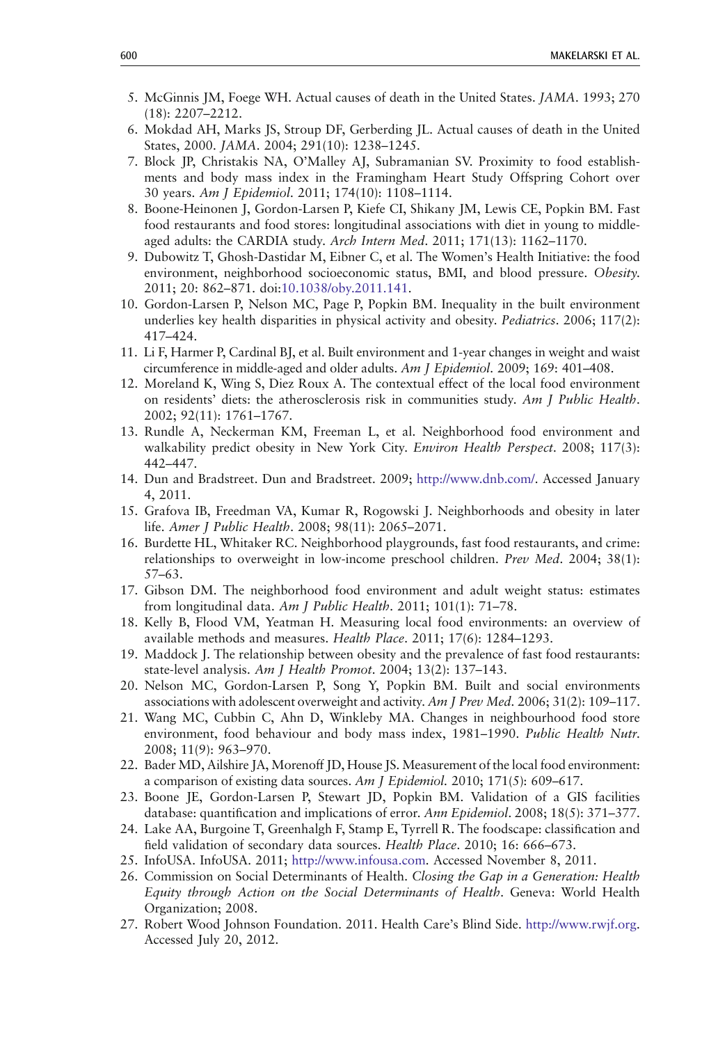5. McGinnis JM, Foege WH. Actual causes of death in the United States. *JAMA*. 1993; 270 (18): 2207–2212.
6. Mokdad AH, Marks JS, Stroup DF, Gerberding JL. Actual causes of death in the United States, 2000. *JAMA*. 2004; 291(10): 1238–1245.
7. Block JP, Christakis NA, O'Malley AJ, Subramanian SV. Proximity to food establishments and body mass index in the Framingham Heart Study Offspring Cohort over 30 years. *Am J Epidemiol*. 2011; 174(10): 1108–1114.
8. Boone-Heinonen J, Gordon-Larsen P, Kiefe CI, Shikany JM, Lewis CE, Popkin BM. Fast food restaurants and food stores: longitudinal associations with diet in young to middle-aged adults: the CARDIA study. *Arch Intern Med*. 2011; 171(13): 1162–1170.
9. Dubowitz T, Ghosh-Dastidar M, Eibner C, et al. The Women's Health Initiative: the food environment, neighborhood socioeconomic status, BMI, and blood pressure. *Obesity*. 2011; 20: 862–871. doi:10.1038/oby.2011.141.
10. Gordon-Larsen P, Nelson MC, Page P, Popkin BM. Inequality in the built environment underlies key health disparities in physical activity and obesity. *Pediatrics*. 2006; 117(2): 417–424.
11. Li F, Harmer P, Cardinal BJ, et al. Built environment and 1-year changes in weight and waist circumference in middle-aged and older adults. *Am J Epidemiol*. 2009; 169: 401–408.
12. Moreland K, Wing S, Diez Roux A. The contextual effect of the local food environment on residents' diets: the atherosclerosis risk in communities study. *Am J Public Health*. 2002; 92(11): 1761–1767.
13. Rundle A, Neckerman KM, Freeman L, et al. Neighborhood food environment and walkability predict obesity in New York City. *Environ Health Perspect*. 2008; 117(3): 442–447.
14. Dun and Bradstreet. Dun and Bradstreet. 2009; http://www.dnb.com/. Accessed January 4, 2011.
15. Grafova IB, Freedman VA, Kumar R, Rogowski J. Neighborhoods and obesity in later life. *Amer J Public Health*. 2008; 98(11): 2065–2071.
16. Burdette HL, Whitaker RC. Neighborhood playgrounds, fast food restaurants, and crime: relationships to overweight in low-income preschool children. *Prev Med*. 2004; 38(1): 57–63.
17. Gibson DM. The neighborhood food environment and adult weight status: estimates from longitudinal data. *Am J Public Health*. 2011; 101(1): 71–78.
18. Kelly B, Flood VM, Yeatman H. Measuring local food environments: an overview of available methods and measures. *Health Place*. 2011; 17(6): 1284–1293.
19. Maddock J. The relationship between obesity and the prevalence of fast food restaurants: state-level analysis. *Am J Health Promot*. 2004; 13(2): 137–143.
20. Nelson MC, Gordon-Larsen P, Song Y, Popkin BM. Built and social environments associations with adolescent overweight and activity. *Am J Prev Med*. 2006; 31(2): 109–117.
21. Wang MC, Cubbin C, Ahn D, Winkleby MA. Changes in neighbourhood food store environment, food behaviour and body mass index, 1981–1990. *Public Health Nutr*. 2008; 11(9): 963–970.
22. Bader MD, Ailshire JA, Morenoff JD, House JS. Measurement of the local food environment: a comparison of existing data sources. *Am J Epidemiol*. 2010; 171(5): 609–617.
23. Boone JE, Gordon-Larsen P, Stewart JD, Popkin BM. Validation of a GIS facilities database: quantification and implications of error. *Ann Epidemiol*. 2008; 18(5): 371–377.
24. Lake AA, Burgoine T, Greenhalgh F, Stamp E, Tyrrell R. The foodscape: classification and field validation of secondary data sources. *Health Place*. 2010; 16: 666–673.
25. InfoUSA. InfoUSA. 2011; http://www.infousa.com. Accessed November 8, 2011.
26. Commission on Social Determinants of Health. *Closing the Gap in a Generation: Health Equity through Action on the Social Determinants of Health*. Geneva: World Health Organization; 2008.
27. Robert Wood Johnson Foundation. 2011. Health Care's Blind Side. http://www.rwjf.org. Accessed July 20, 2012.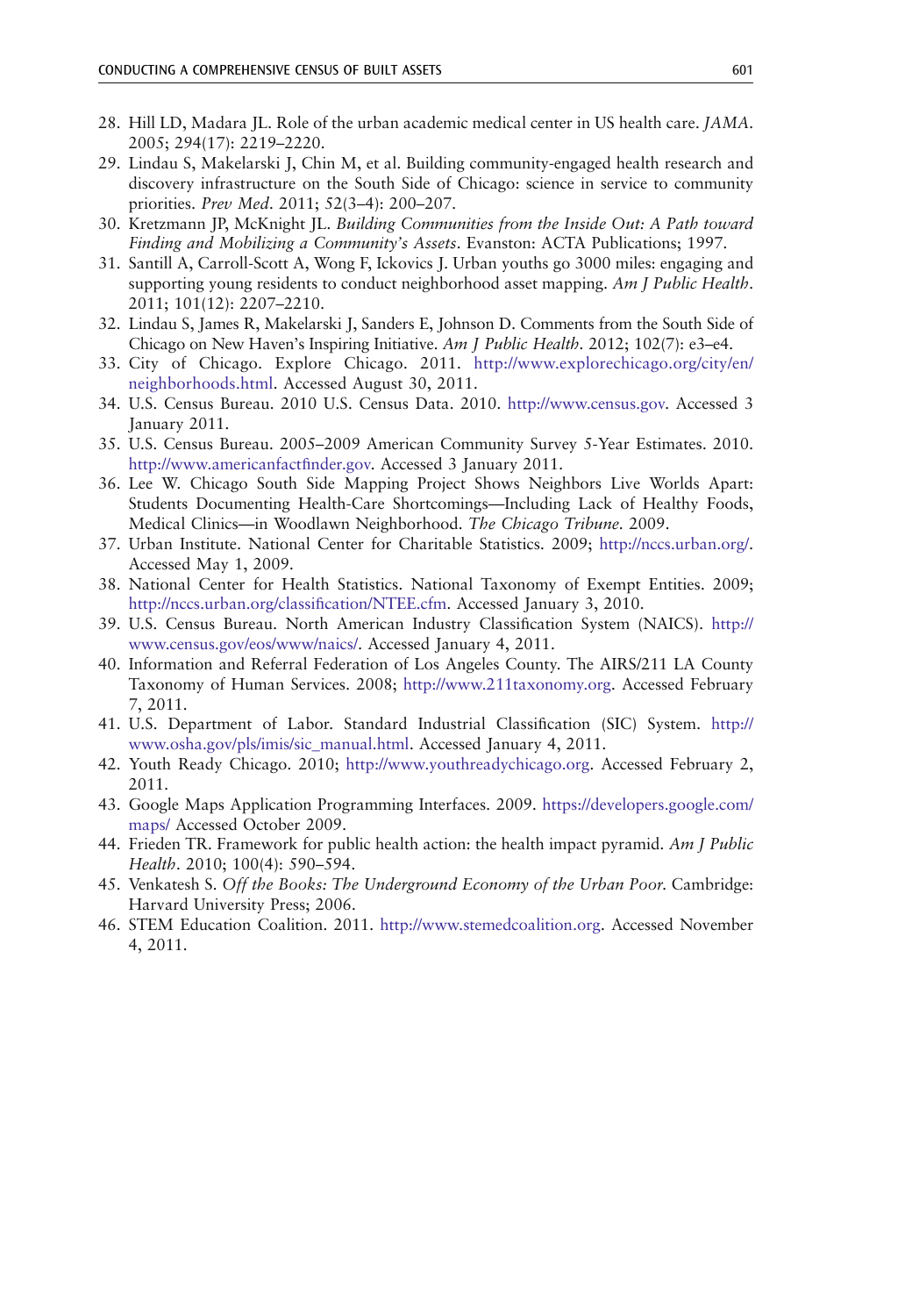28. Hill LD, Madara JL. Role of the urban academic medical center in US health care. *JAMA*. 2005; 294(17): 2219–2220.
29. Lindau S, Makelarski J, Chin M, et al. Building community-engaged health research and discovery infrastructure on the South Side of Chicago: science in service to community priorities. *Prev Med*. 2011; 52(3–4): 200–207.
30. Kretzmann JP, McKnight JL. *Building Communities from the Inside Out: A Path toward Finding and Mobilizing a Community's Assets*. Evanston: ACTA Publications; 1997.
31. Santill A, Carroll-Scott A, Wong F, Ickovics J. Urban youths go 3000 miles: engaging and supporting young residents to conduct neighborhood asset mapping. *Am J Public Health*. 2011; 101(12): 2207–2210.
32. Lindau S, James R, Makelarski J, Sanders E, Johnson D. Comments from the South Side of Chicago on New Haven's Inspiring Initiative. *Am J Public Health*. 2012; 102(7): e3–e4.
33. City of Chicago. Explore Chicago. 2011. http://www.explorechicago.org/city/en/neighborhoods.html. Accessed August 30, 2011.
34. U.S. Census Bureau. 2010 U.S. Census Data. 2010. http://www.census.gov. Accessed 3 January 2011.
35. U.S. Census Bureau. 2005–2009 American Community Survey 5-Year Estimates. 2010. http://www.americanfactfinder.gov. Accessed 3 January 2011.
36. Lee W. Chicago South Side Mapping Project Shows Neighbors Live Worlds Apart: Students Documenting Health-Care Shortcomings—Including Lack of Healthy Foods, Medical Clinics—in Woodlawn Neighborhood. *The Chicago Tribune*. 2009.
37. Urban Institute. National Center for Charitable Statistics. 2009; http://nccs.urban.org/. Accessed May 1, 2009.
38. National Center for Health Statistics. National Taxonomy of Exempt Entities. 2009; http://nccs.urban.org/classification/NTEE.cfm. Accessed January 3, 2010.
39. U.S. Census Bureau. North American Industry Classification System (NAICS). http://www.census.gov/eos/www/naics/. Accessed January 4, 2011.
40. Information and Referral Federation of Los Angeles County. The AIRS/211 LA County Taxonomy of Human Services. 2008; http://www.211taxonomy.org. Accessed February 7, 2011.
41. U.S. Department of Labor. Standard Industrial Classification (SIC) System. http://www.osha.gov/pls/imis/sic_manual.html. Accessed January 4, 2011.
42. Youth Ready Chicago. 2010; http://www.youthreadychicago.org. Accessed February 2, 2011.
43. Google Maps Application Programming Interfaces. 2009. https://developers.google.com/maps/ Accessed October 2009.
44. Frieden TR. Framework for public health action: the health impact pyramid. *Am J Public Health*. 2010; 100(4): 590–594.
45. Venkatesh S. *Off the Books: The Underground Economy of the Urban Poor*. Cambridge: Harvard University Press; 2006.
46. STEM Education Coalition. 2011. http://www.stemedcoalition.org. Accessed November 4, 2011.